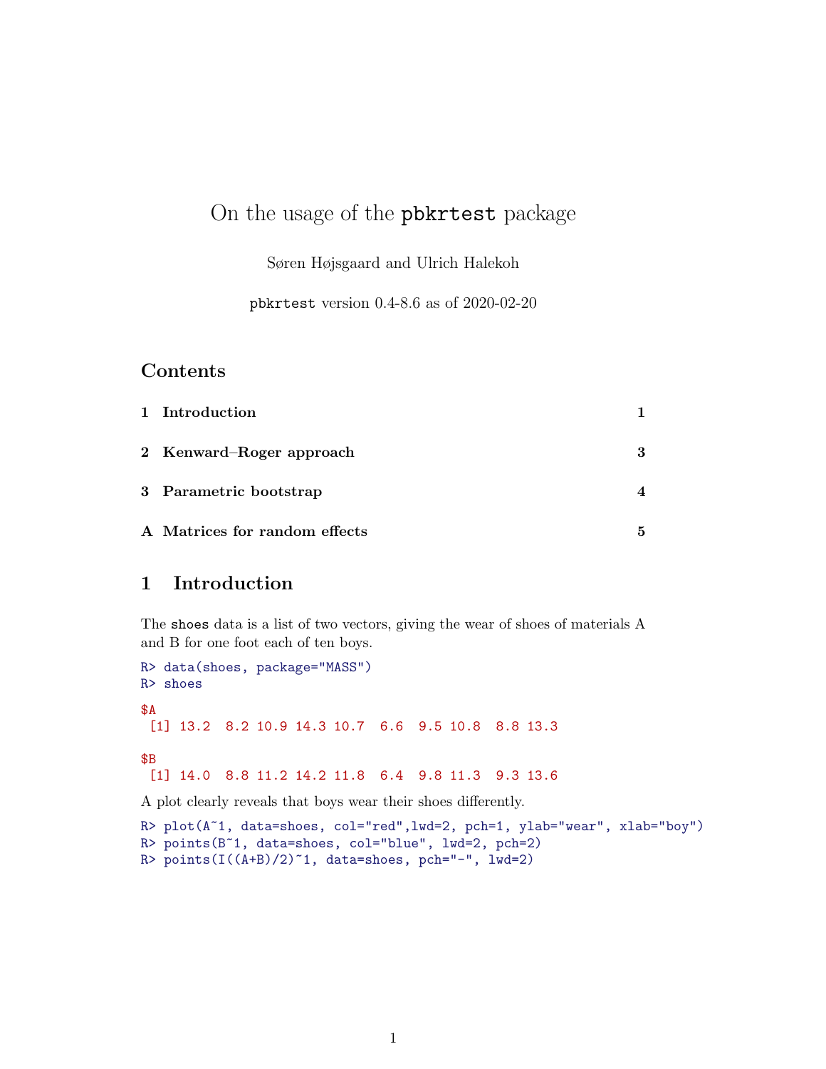# On the usage of the `pbkrtest` package

Søren Højsgaard and Ulrich Halekoh

`pbkrtest` version 0.4-8.6 as of 2020-02-20

## Contents

| | | |
|---|---|---|
| **1** | **Introduction** | **1** |
| **2** | **Kenward–Roger approach** | **3** |
| **3** | **Parametric bootstrap** | **4** |
| **A** | **Matrices for random effects** | **5** |

## 1 Introduction

The `shoes` data is a list of two vectors, giving the wear of shoes of materials A and B for one foot each of ten boys.

```
R> data(shoes, package="MASS")
R> shoes

$A
 [1] 13.2  8.2 10.9 14.3 10.7  6.6  9.5 10.8  8.8 13.3

$B
 [1] 14.0  8.8 11.2 14.2 11.8  6.4  9.8 11.3  9.3 13.6
```

A plot clearly reveals that boys wear their shoes differently.

```
R> plot(A~1, data=shoes, col="red",lwd=2, pch=1, ylab="wear", xlab="boy")
R> points(B~1, data=shoes, col="blue", lwd=2, pch=2)
R> points(I((A+B)/2)~1, data=shoes, pch="-", lwd=2)
```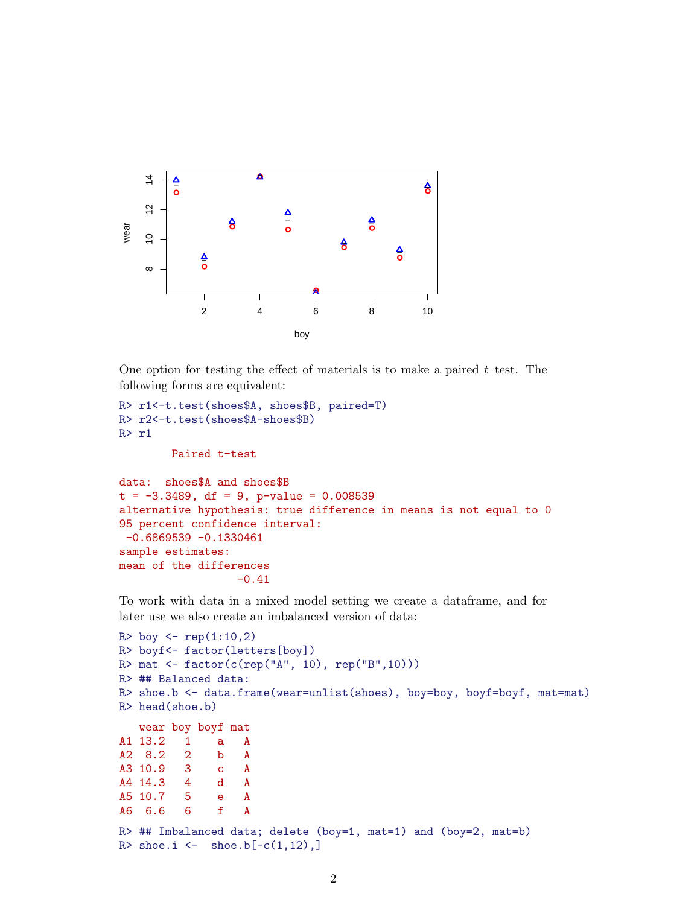One option for testing the effect of materials is to make a paired $t$–test. The following forms are equivalent:

```
R> r1<-t.test(shoes$A, shoes$B, paired=T)
R> r2<-t.test(shoes$A-shoes$B)
R> r1

        Paired t-test

data:  shoes$A and shoes$B
t = -3.3489, df = 9, p-value = 0.008539
alternative hypothesis: true difference in means is not equal to 0
95 percent confidence interval:
 -0.6869539 -0.1330461
sample estimates:
mean of the differences
                  -0.41
```

To work with data in a mixed model setting we create a dataframe, and for later use we also create an imbalanced version of data:

```
R> boy <- rep(1:10,2)
R> boyf<- factor(letters[boy])
R> mat <- factor(c(rep("A", 10), rep("B",10)))
R> ## Balanced data:
R> shoe.b <- data.frame(wear=unlist(shoes), boy=boy, boyf=boyf, mat=mat)
R> head(shoe.b)

   wear boy boyf mat
A1 13.2   1    a   A
A2  8.2   2    b   A
A3 10.9   3    c   A
A4 14.3   4    d   A
A5 10.7   5    e   A
A6  6.6   6    f   A

R> ## Imbalanced data; delete (boy=1, mat=1) and (boy=2, mat=b)
R> shoe.i <-  shoe.b[-c(1,12),]
```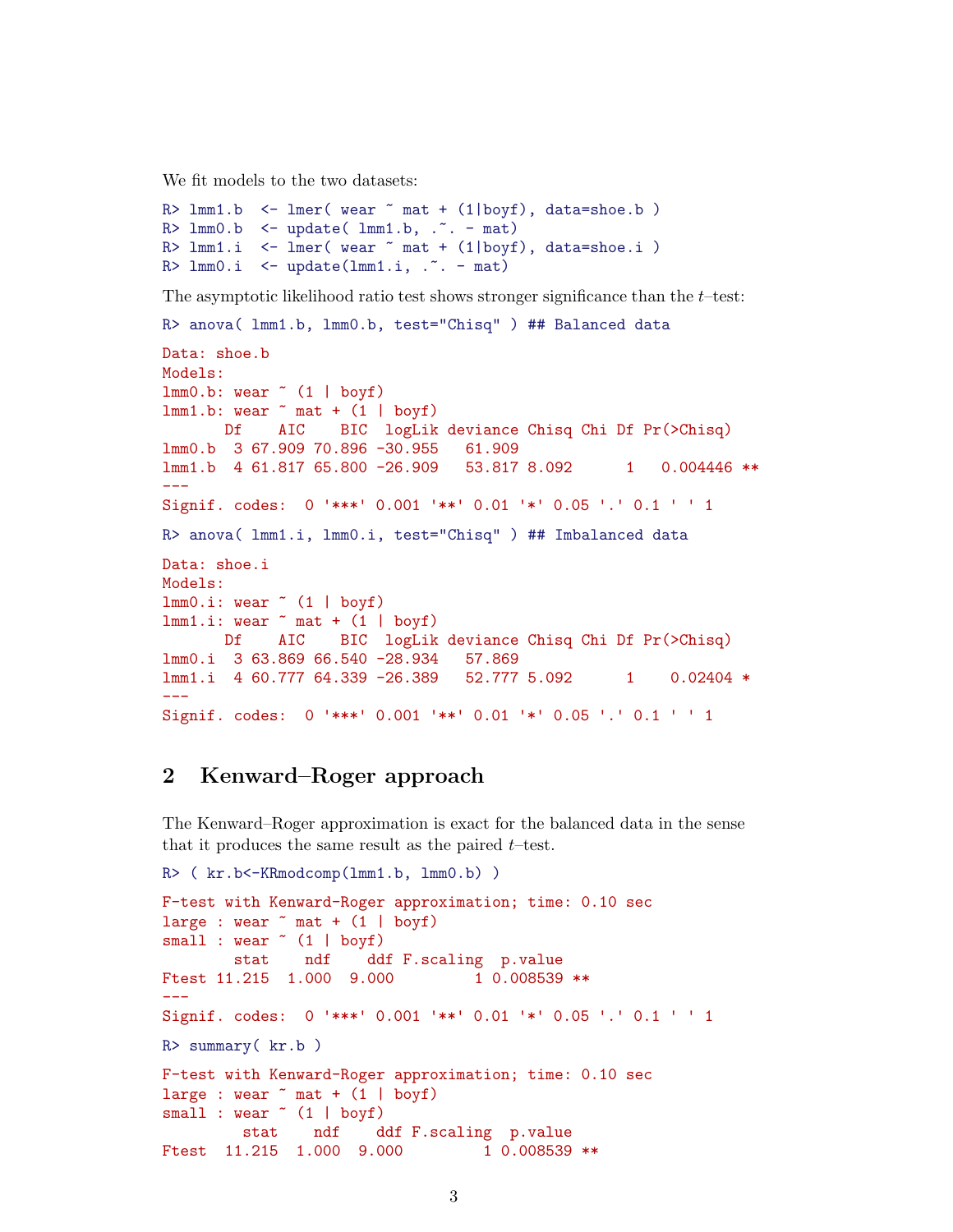We fit models to the two datasets:

```
R> lmm1.b  <- lmer( wear ~ mat + (1|boyf), data=shoe.b )
R> lmm0.b  <- update( lmm1.b, .~. - mat)
R> lmm1.i  <- lmer( wear ~ mat + (1|boyf), data=shoe.i )
R> lmm0.i  <- update(lmm1.i, .~. - mat)
```

The asymptotic likelihood ratio test shows stronger significance than the $t$–test:

```
R> anova( lmm1.b, lmm0.b, test="Chisq" ) ## Balanced data

Data: shoe.b
Models:
lmm0.b: wear ~ (1 | boyf)
lmm1.b: wear ~ mat + (1 | boyf)
       Df    AIC    BIC  logLik deviance Chisq Chi Df Pr(>Chisq)
lmm0.b  3 67.909 70.896 -30.955   61.909
lmm1.b  4 61.817 65.800 -26.909   53.817 8.092      1   0.004446 **
---
Signif. codes:  0 '***' 0.001 '**' 0.01 '*' 0.05 '.' 0.1 ' ' 1
```

```
R> anova( lmm1.i, lmm0.i, test="Chisq" ) ## Imbalanced data

Data: shoe.i
Models:
lmm0.i: wear ~ (1 | boyf)
lmm1.i: wear ~ mat + (1 | boyf)
       Df    AIC    BIC  logLik deviance Chisq Chi Df Pr(>Chisq)
lmm0.i  3 63.869 66.540 -28.934   57.869
lmm1.i  4 60.777 64.339 -26.389   52.777 5.092      1    0.02404 *
---
Signif. codes:  0 '***' 0.001 '**' 0.01 '*' 0.05 '.' 0.1 ' ' 1
```

## 2 Kenward–Roger approach

The Kenward–Roger approximation is exact for the balanced data in the sense that it produces the same result as the paired $t$–test.

```
R> ( kr.b<-KRmodcomp(lmm1.b, lmm0.b) )

F-test with Kenward-Roger approximation; time: 0.10 sec
large : wear ~ mat + (1 | boyf)
small : wear ~ (1 | boyf)
        stat    ndf    ddf F.scaling  p.value
Ftest 11.215  1.000  9.000         1 0.008539 **
---
Signif. codes:  0 '***' 0.001 '**' 0.01 '*' 0.05 '.' 0.1 ' ' 1
```

```
R> summary( kr.b )

F-test with Kenward-Roger approximation; time: 0.10 sec
large : wear ~ mat + (1 | boyf)
small : wear ~ (1 | boyf)
         stat    ndf    ddf F.scaling  p.value
Ftest  11.215  1.000  9.000         1 0.008539 **
```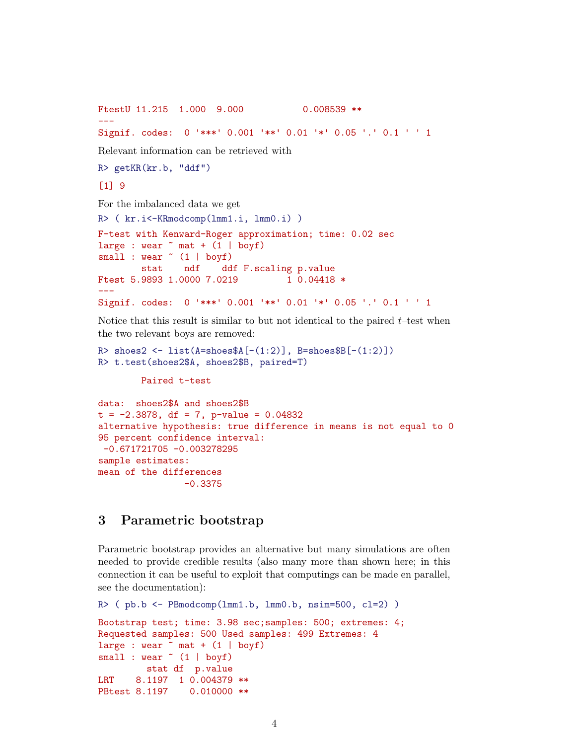```
FtestU 11.215  1.000  9.000           0.008539 **
---
Signif. codes:  0 '***' 0.001 '**' 0.01 '*' 0.05 '.' 0.1 ' ' 1
```

Relevant information can be retrieved with

```
R> getKR(kr.b, "ddf")
```

```
[1] 9
```

For the imbalanced data we get

```
R> ( kr.i<-KRmodcomp(lmm1.i, lmm0.i) )
```

```
F-test with Kenward-Roger approximation; time: 0.02 sec
large : wear ~ mat + (1 | boyf)
small : wear ~ (1 | boyf)
        stat    ndf    ddf F.scaling p.value
Ftest 5.9893 1.0000 7.0219         1 0.04418 *
---
Signif. codes:  0 '***' 0.001 '**' 0.01 '*' 0.05 '.' 0.1 ' ' 1
```

Notice that this result is similar to but not identical to the paired $t$–test when the two relevant boys are removed:

```
R> shoes2 <- list(A=shoes$A[-(1:2)], B=shoes$B[-(1:2)])
R> t.test(shoes2$A, shoes2$B, paired=T)
```

```
        Paired t-test

data:  shoes2$A and shoes2$B
t = -2.3878, df = 7, p-value = 0.04832
alternative hypothesis: true difference in means is not equal to 0
95 percent confidence interval:
 -0.671721705 -0.003278295
sample estimates:
mean of the differences
                -0.3375
```

## 3 Parametric bootstrap

Parametric bootstrap provides an alternative but many simulations are often needed to provide credible results (also many more than shown here; in this connection it can be useful to exploit that computings can be made en parallel, see the documentation):

```
R> ( pb.b <- PBmodcomp(lmm1.b, lmm0.b, nsim=500, cl=2) )
```

```
Bootstrap test; time: 3.98 sec;samples: 500; extremes: 4;
Requested samples: 500 Used samples: 499 Extremes: 4
large : wear ~ mat + (1 | boyf)
small : wear ~ (1 | boyf)
         stat df  p.value
LRT    8.1197  1 0.004379 **
PBtest 8.1197    0.010000 **
```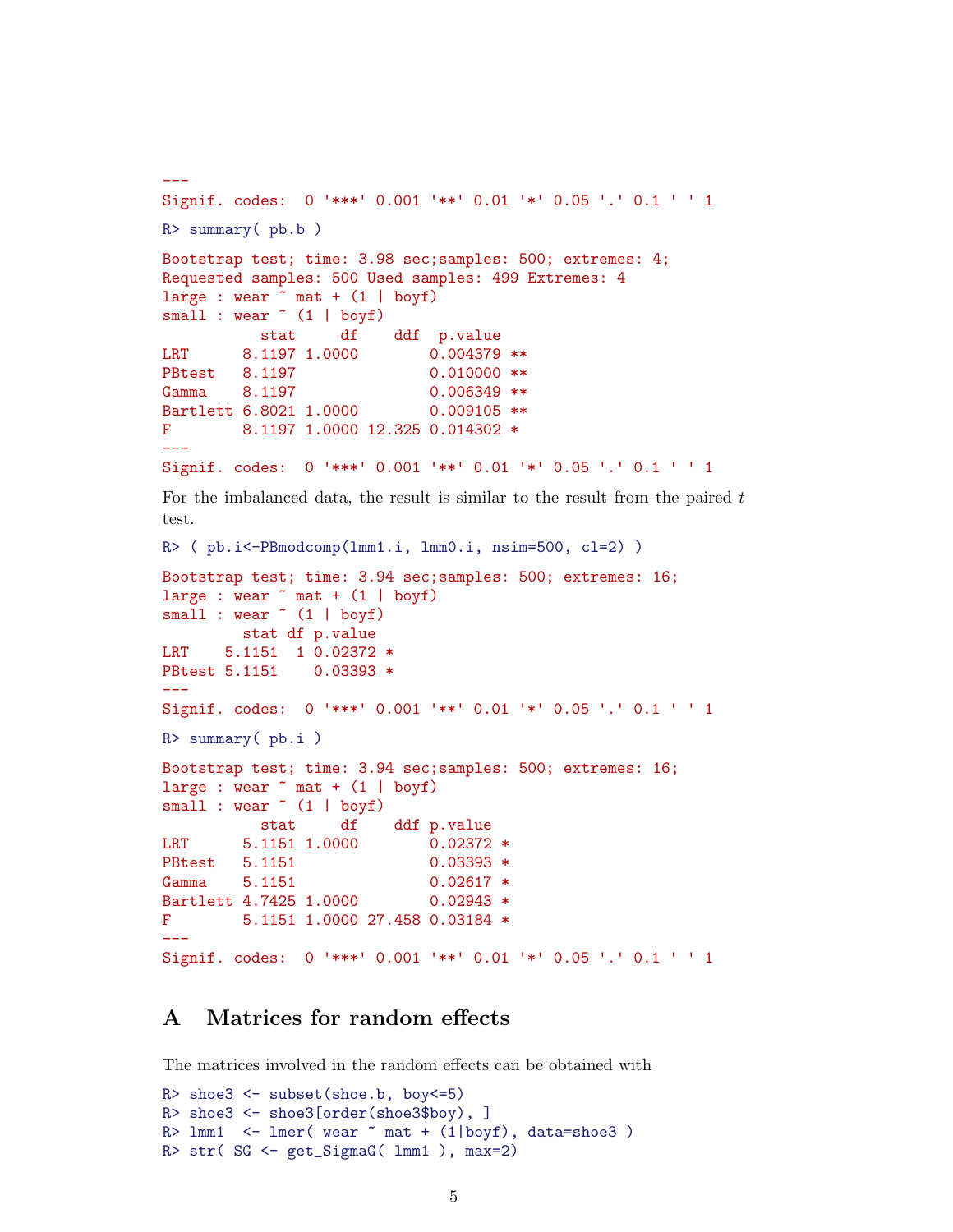```
---
Signif. codes:  0 '***' 0.001 '**' 0.01 '*' 0.05 '.' 0.1 ' ' 1
```

```
R> summary( pb.b )
```

```
Bootstrap test; time: 3.98 sec;samples: 500; extremes: 4;
Requested samples: 500 Used samples: 499 Extremes: 4
large : wear ~ mat + (1 | boyf)
small : wear ~ (1 | boyf)
           stat     df    ddf  p.value
LRT      8.1197 1.0000        0.004379 **
PBtest   8.1197               0.010000 **
Gamma    8.1197               0.006349 **
Bartlett 6.8021 1.0000        0.009105 **
F        8.1197 1.0000 12.325 0.014302 *
---
Signif. codes:  0 '***' 0.001 '**' 0.01 '*' 0.05 '.' 0.1 ' ' 1
```

For the imbalanced data, the result is similar to the result from the paired $t$ test.

```
R> ( pb.i<-PBmodcomp(lmm1.i, lmm0.i, nsim=500, cl=2) )
```

```
Bootstrap test; time: 3.94 sec;samples: 500; extremes: 16;
large : wear ~ mat + (1 | boyf)
small : wear ~ (1 | boyf)
         stat df p.value
LRT    5.1151  1 0.02372 *
PBtest 5.1151    0.03393 *
---
Signif. codes:  0 '***' 0.001 '**' 0.01 '*' 0.05 '.' 0.1 ' ' 1
```

```
R> summary( pb.i )
```

```
Bootstrap test; time: 3.94 sec;samples: 500; extremes: 16;
large : wear ~ mat + (1 | boyf)
small : wear ~ (1 | boyf)
           stat     df    ddf p.value
LRT      5.1151 1.0000        0.02372 *
PBtest   5.1151               0.03393 *
Gamma    5.1151               0.02617 *
Bartlett 4.7425 1.0000        0.02943 *
F        5.1151 1.0000 27.458 0.03184 *
---
Signif. codes:  0 '***' 0.001 '**' 0.01 '*' 0.05 '.' 0.1 ' ' 1
```

# A Matrices for random effects

The matrices involved in the random effects can be obtained with

```
R> shoe3 <- subset(shoe.b, boy<=5)
R> shoe3 <- shoe3[order(shoe3$boy), ]
R> lmm1  <- lmer( wear ~ mat + (1|boyf), data=shoe3 )
R> str( SG <- get_SigmaG( lmm1 ), max=2)
```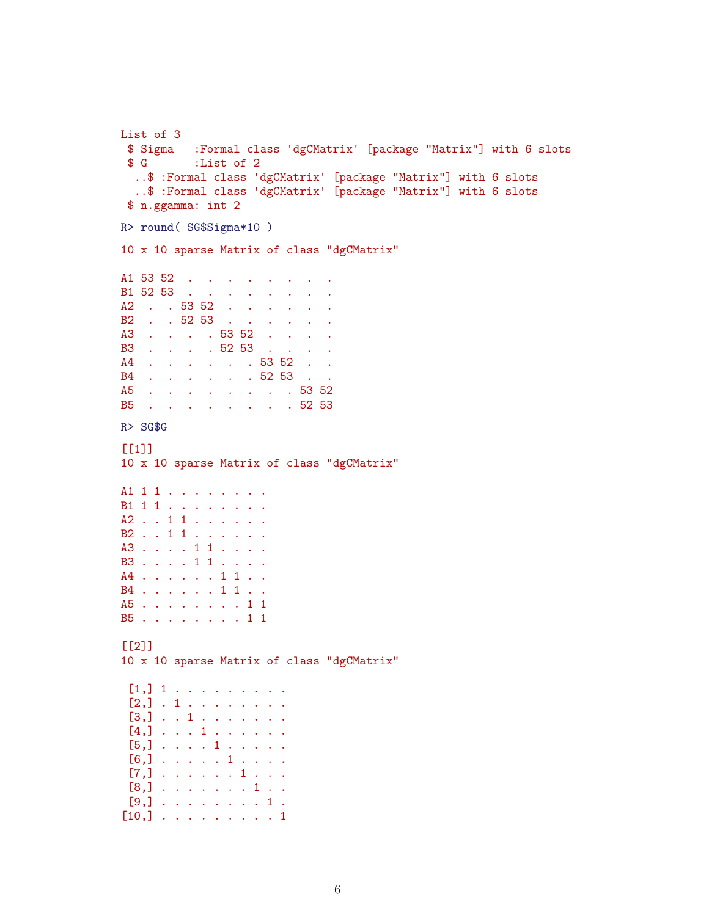```
List of 3
 $ Sigma   :Formal class 'dgCMatrix' [package "Matrix"] with 6 slots
 $ G       :List of 2
  ..$ :Formal class 'dgCMatrix' [package "Matrix"] with 6 slots
  ..$ :Formal class 'dgCMatrix' [package "Matrix"] with 6 slots
 $ n.ggamma: int 2
```

```
R> round( SG$Sigma*10 )
```

```
10 x 10 sparse Matrix of class "dgCMatrix"

A1 53 52  .  .  .  .  .  .  .  .
B1 52 53  .  .  .  .  .  .  .  .
A2  .  . 53 52  .  .  .  .  .  .
B2  .  . 52 53  .  .  .  .  .  .
A3  .  .  .  . 53 52  .  .  .  .
B3  .  .  .  . 52 53  .  .  .  .
A4  .  .  .  .  .  . 53 52  .  .
B4  .  .  .  .  .  . 52 53  .  .
A5  .  .  .  .  .  .  .  . 53 52
B5  .  .  .  .  .  .  .  . 52 53
```

```
R> SG$G
```

```
[[1]]
10 x 10 sparse Matrix of class "dgCMatrix"

A1 1 1 . . . . . . . .
B1 1 1 . . . . . . . .
A2 . . 1 1 . . . . . .
B2 . . 1 1 . . . . . .
A3 . . . . 1 1 . . . .
B3 . . . . 1 1 . . . .
A4 . . . . . . 1 1 . .
B4 . . . . . . 1 1 . .
A5 . . . . . . . . 1 1
B5 . . . . . . . . 1 1

[[2]]
10 x 10 sparse Matrix of class "dgCMatrix"

 [1,] 1 . . . . . . . . .
 [2,] . 1 . . . . . . . .
 [3,] . . 1 . . . . . . .
 [4,] . . . 1 . . . . . .
 [5,] . . . . 1 . . . . .
 [6,] . . . . . 1 . . . .
 [7,] . . . . . . 1 . . .
 [8,] . . . . . . . 1 . .
 [9,] . . . . . . . . 1 .
[10,] . . . . . . . . . 1
```